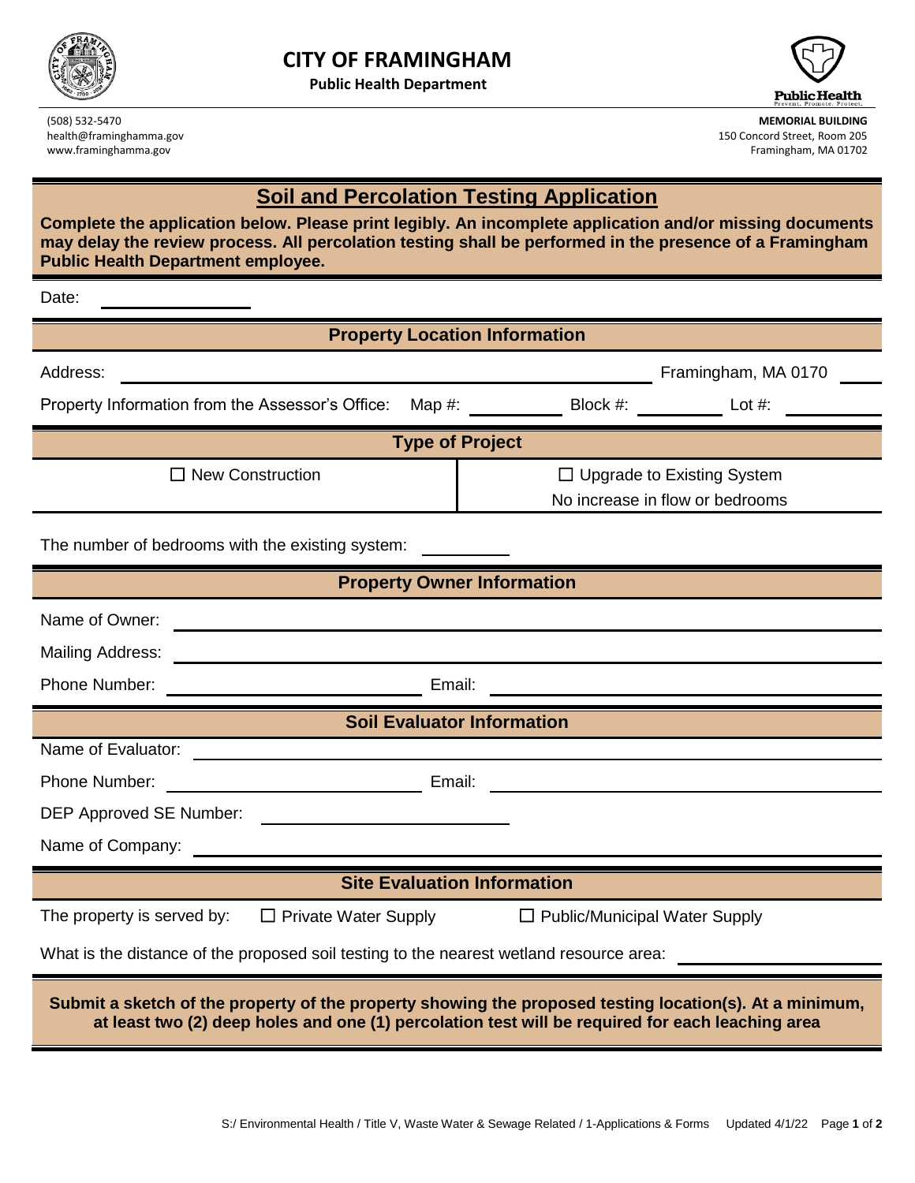# CITY OF FRAMINGHAM

**Public Health Department**

(508) 532-5470
health@framinghamma.gov
www.framinghamma.gov

**MEMORIAL BUILDING**
150 Concord Street, Room 205
Framingham, MA 01702

## Soil and Percolation Testing Application

**Complete the application below. Please print legibly. An incomplete application and/or missing documents may delay the review process. All percolation testing shall be performed in the presence of a Framingham Public Health Department employee.**

Date: ____________

### Property Location Information

Address: ______________________________ Framingham, MA 0170 ____

Property Information from the Assessor's Office: Map #: ________ Block #: ________ Lot #: ________

### Type of Project

☐ New Construction

☐ Upgrade to Existing System
No increase in flow or bedrooms

The number of bedrooms with the existing system: ________

### Property Owner Information

Name of Owner: ______________________________

Mailing Address: ______________________________

Phone Number: ______________ Email: ______________

### Soil Evaluator Information

Name of Evaluator: ______________________________

Phone Number: ______________ Email: ______________

DEP Approved SE Number: ______________

Name of Company: ______________________________

### Site Evaluation Information

The property is served by: ☐ Private Water Supply ☐ Public/Municipal Water Supply

What is the distance of the proposed soil testing to the nearest wetland resource area: ______________

**Submit a sketch of the property of the property showing the proposed testing location(s). At a minimum, at least two (2) deep holes and one (1) percolation test will be required for each leaching area**

S:/ Environmental Health / Title V, Waste Water & Sewage Related / 1-Applications & Forms Updated 4/1/22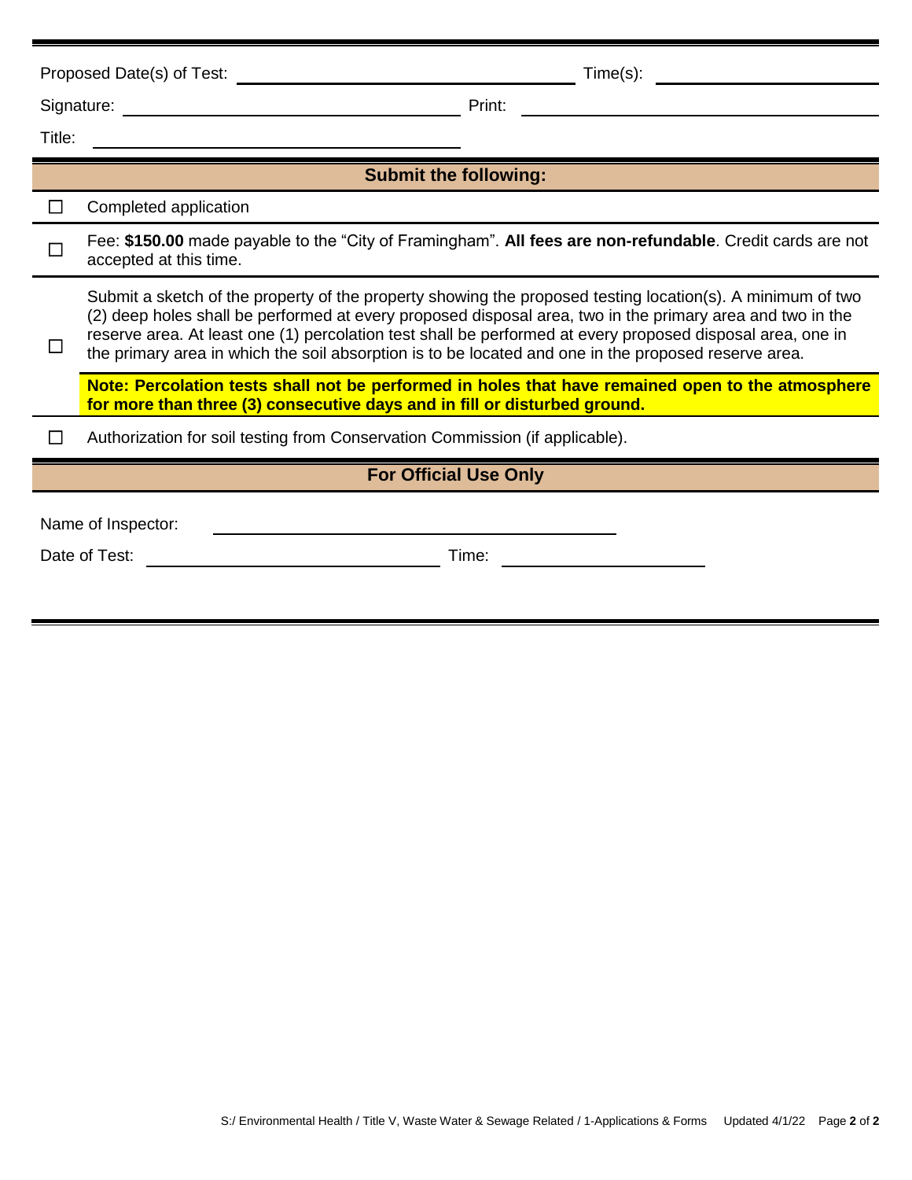Proposed Date(s) of Test: ______________________ Time(s): ______________

Signature: ______________________ Print: ______________________

Title: ______________________

## Submit the following:

- ☐ Completed application
- ☐ Fee: **$150.00** made payable to the "City of Framingham". **All fees are non-refundable**. Credit cards are not accepted at this time.
- ☐ Submit a sketch of the property of the property showing the proposed testing location(s). A minimum of two (2) deep holes shall be performed at every proposed disposal area, two in the primary area and two in the reserve area. At least one (1) percolation test shall be performed at every proposed disposal area, one in the primary area in which the soil absorption is to be located and one in the proposed reserve area.

  **Note: Percolation tests shall not be performed in holes that have remained open to the atmosphere for more than three (3) consecutive days and in fill or disturbed ground.**
- ☐ Authorization for soil testing from Conservation Commission (if applicable).

## For Official Use Only

Name of Inspector: ______________________

Date of Test: ______________________ Time: ______________

S:/ Environmental Health / Title V, Waste Water & Sewage Related / 1-Applications & Forms Updated 4/1/22